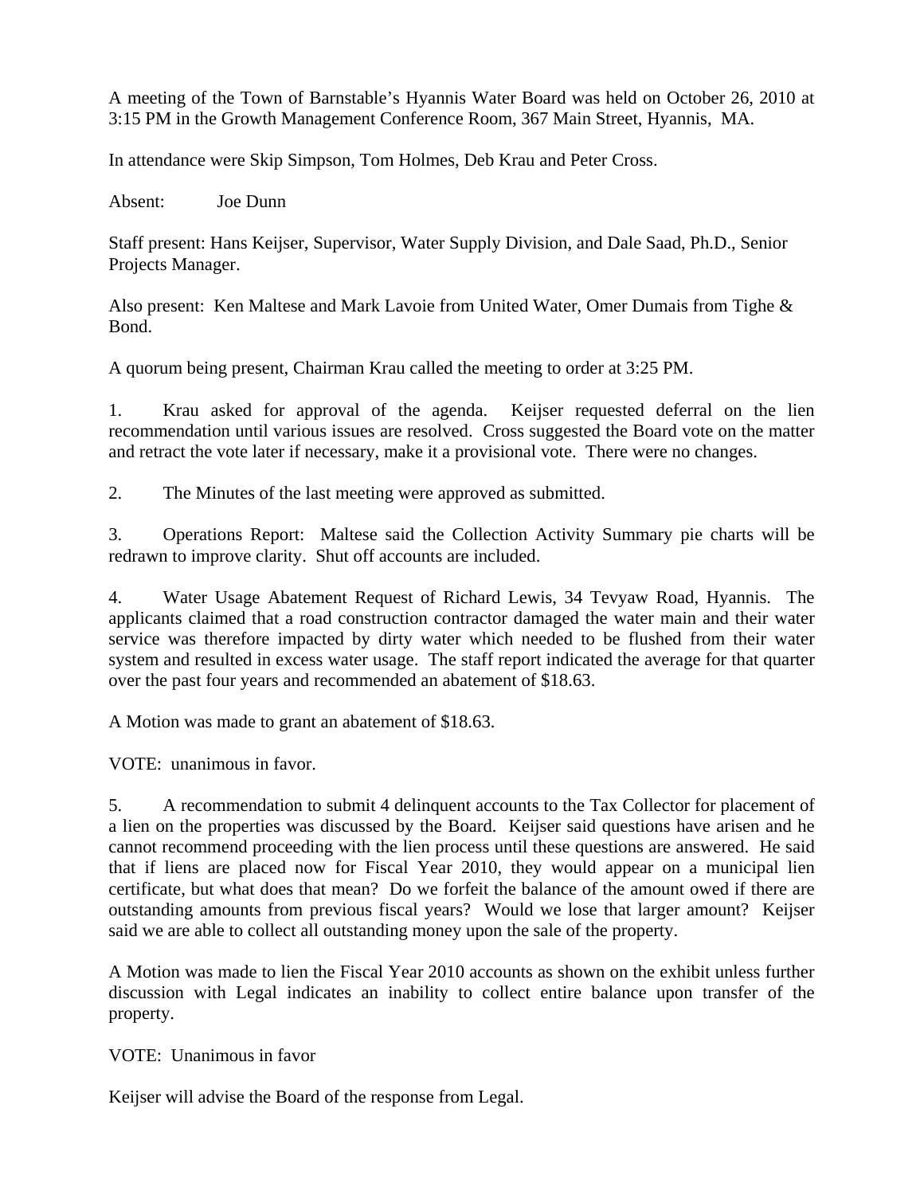A meeting of the Town of Barnstable's Hyannis Water Board was held on October 26, 2010 at 3:15 PM in the Growth Management Conference Room, 367 Main Street, Hyannis, MA.

In attendance were Skip Simpson, Tom Holmes, Deb Krau and Peter Cross.

Absent: Joe Dunn

Staff present: Hans Keijser, Supervisor, Water Supply Division, and Dale Saad, Ph.D., Senior Projects Manager.

Also present: Ken Maltese and Mark Lavoie from United Water, Omer Dumais from Tighe & Bond.

A quorum being present, Chairman Krau called the meeting to order at 3:25 PM.

1. Krau asked for approval of the agenda. Keijser requested deferral on the lien recommendation until various issues are resolved. Cross suggested the Board vote on the matter and retract the vote later if necessary, make it a provisional vote. There were no changes.

2. The Minutes of the last meeting were approved as submitted.

3. Operations Report: Maltese said the Collection Activity Summary pie charts will be redrawn to improve clarity. Shut off accounts are included.

4. Water Usage Abatement Request of Richard Lewis, 34 Tevyaw Road, Hyannis. The applicants claimed that a road construction contractor damaged the water main and their water service was therefore impacted by dirty water which needed to be flushed from their water system and resulted in excess water usage. The staff report indicated the average for that quarter over the past four years and recommended an abatement of $18.63.

A Motion was made to grant an abatement of $18.63.

VOTE: unanimous in favor.

5. A recommendation to submit 4 delinquent accounts to the Tax Collector for placement of a lien on the properties was discussed by the Board. Keijser said questions have arisen and he cannot recommend proceeding with the lien process until these questions are answered. He said that if liens are placed now for Fiscal Year 2010, they would appear on a municipal lien certificate, but what does that mean? Do we forfeit the balance of the amount owed if there are outstanding amounts from previous fiscal years? Would we lose that larger amount? Keijser said we are able to collect all outstanding money upon the sale of the property.

A Motion was made to lien the Fiscal Year 2010 accounts as shown on the exhibit unless further discussion with Legal indicates an inability to collect entire balance upon transfer of the property.

VOTE: Unanimous in favor

Keijser will advise the Board of the response from Legal.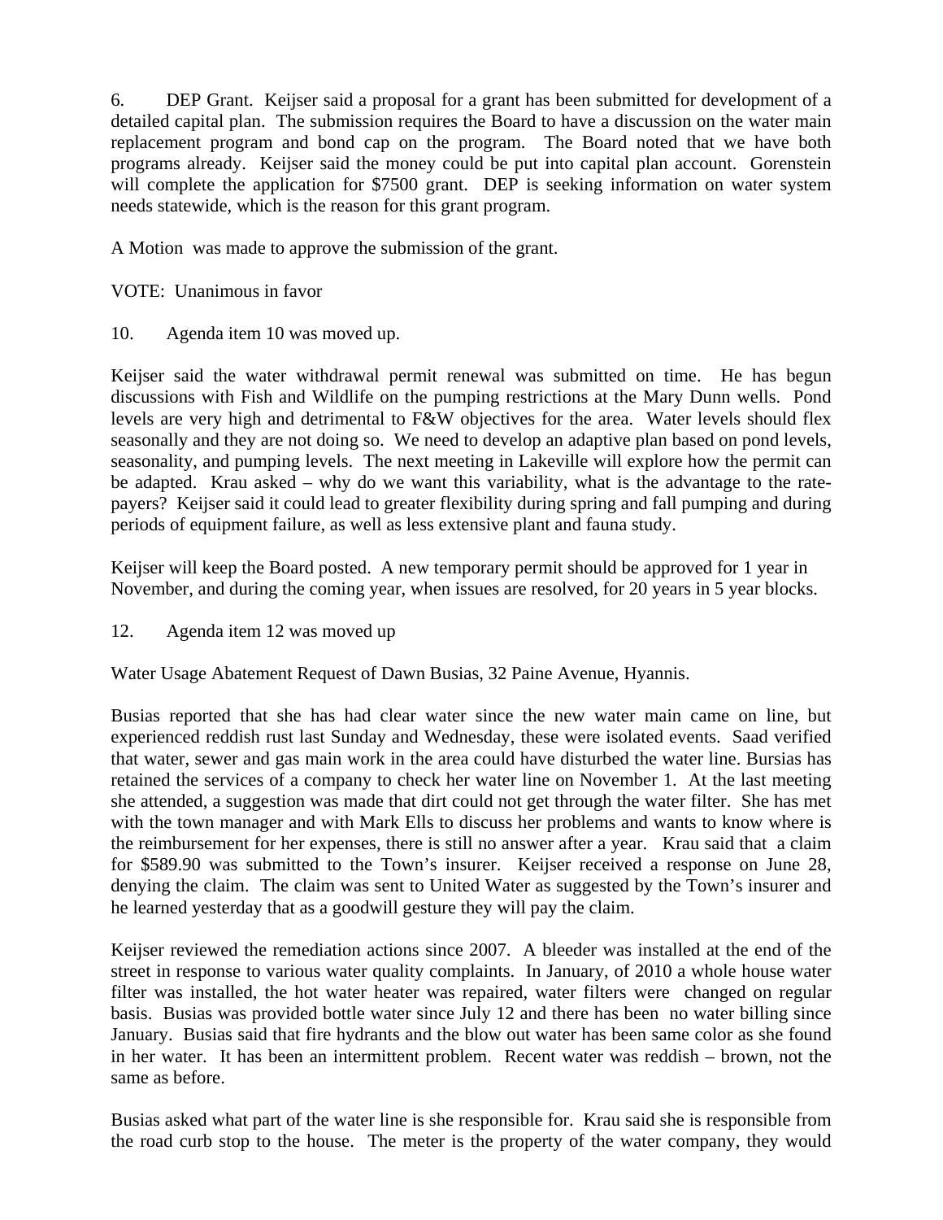6. DEP Grant. Keijser said a proposal for a grant has been submitted for development of a detailed capital plan. The submission requires the Board to have a discussion on the water main replacement program and bond cap on the program. The Board noted that we have both programs already. Keijser said the money could be put into capital plan account. Gorenstein will complete the application for $7500 grant. DEP is seeking information on water system needs statewide, which is the reason for this grant program.

A Motion was made to approve the submission of the grant.

VOTE: Unanimous in favor

10. Agenda item 10 was moved up.

Keijser said the water withdrawal permit renewal was submitted on time. He has begun discussions with Fish and Wildlife on the pumping restrictions at the Mary Dunn wells. Pond levels are very high and detrimental to F&W objectives for the area. Water levels should flex seasonally and they are not doing so. We need to develop an adaptive plan based on pond levels, seasonality, and pumping levels. The next meeting in Lakeville will explore how the permit can be adapted. Krau asked – why do we want this variability, what is the advantage to the rate-payers? Keijser said it could lead to greater flexibility during spring and fall pumping and during periods of equipment failure, as well as less extensive plant and fauna study.

Keijser will keep the Board posted. A new temporary permit should be approved for 1 year in November, and during the coming year, when issues are resolved, for 20 years in 5 year blocks.

12. Agenda item 12 was moved up

Water Usage Abatement Request of Dawn Busias, 32 Paine Avenue, Hyannis.

Busias reported that she has had clear water since the new water main came on line, but experienced reddish rust last Sunday and Wednesday, these were isolated events. Saad verified that water, sewer and gas main work in the area could have disturbed the water line. Bursias has retained the services of a company to check her water line on November 1. At the last meeting she attended, a suggestion was made that dirt could not get through the water filter. She has met with the town manager and with Mark Ells to discuss her problems and wants to know where is the reimbursement for her expenses, there is still no answer after a year. Krau said that a claim for $589.90 was submitted to the Town's insurer. Keijser received a response on June 28, denying the claim. The claim was sent to United Water as suggested by the Town's insurer and he learned yesterday that as a goodwill gesture they will pay the claim.

Keijser reviewed the remediation actions since 2007. A bleeder was installed at the end of the street in response to various water quality complaints. In January, of 2010 a whole house water filter was installed, the hot water heater was repaired, water filters were changed on regular basis. Busias was provided bottle water since July 12 and there has been no water billing since January. Busias said that fire hydrants and the blow out water has been same color as she found in her water. It has been an intermittent problem. Recent water was reddish – brown, not the same as before.

Busias asked what part of the water line is she responsible for. Krau said she is responsible from the road curb stop to the house. The meter is the property of the water company, they would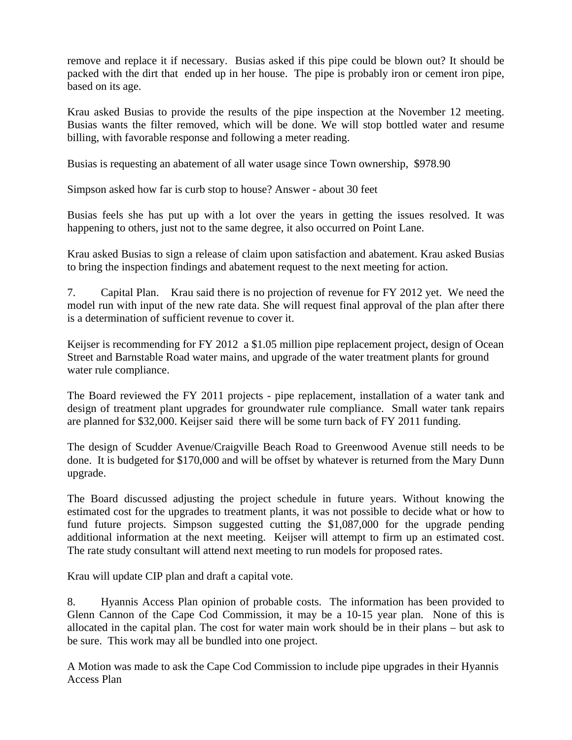remove and replace it if necessary. Busias asked if this pipe could be blown out? It should be packed with the dirt that ended up in her house. The pipe is probably iron or cement iron pipe, based on its age.

Krau asked Busias to provide the results of the pipe inspection at the November 12 meeting. Busias wants the filter removed, which will be done. We will stop bottled water and resume billing, with favorable response and following a meter reading.

Busias is requesting an abatement of all water usage since Town ownership, $978.90

Simpson asked how far is curb stop to house? Answer - about 30 feet

Busias feels she has put up with a lot over the years in getting the issues resolved. It was happening to others, just not to the same degree, it also occurred on Point Lane.

Krau asked Busias to sign a release of claim upon satisfaction and abatement. Krau asked Busias to bring the inspection findings and abatement request to the next meeting for action.

7. Capital Plan. Krau said there is no projection of revenue for FY 2012 yet. We need the model run with input of the new rate data. She will request final approval of the plan after there is a determination of sufficient revenue to cover it.

Keijser is recommending for FY 2012 a $1.05 million pipe replacement project, design of Ocean Street and Barnstable Road water mains, and upgrade of the water treatment plants for ground water rule compliance.

The Board reviewed the FY 2011 projects - pipe replacement, installation of a water tank and design of treatment plant upgrades for groundwater rule compliance. Small water tank repairs are planned for $32,000. Keijser said there will be some turn back of FY 2011 funding.

The design of Scudder Avenue/Craigville Beach Road to Greenwood Avenue still needs to be done. It is budgeted for $170,000 and will be offset by whatever is returned from the Mary Dunn upgrade.

The Board discussed adjusting the project schedule in future years. Without knowing the estimated cost for the upgrades to treatment plants, it was not possible to decide what or how to fund future projects. Simpson suggested cutting the $1,087,000 for the upgrade pending additional information at the next meeting. Keijser will attempt to firm up an estimated cost. The rate study consultant will attend next meeting to run models for proposed rates.

Krau will update CIP plan and draft a capital vote.

8. Hyannis Access Plan opinion of probable costs. The information has been provided to Glenn Cannon of the Cape Cod Commission, it may be a 10-15 year plan. None of this is allocated in the capital plan. The cost for water main work should be in their plans – but ask to be sure. This work may all be bundled into one project.

A Motion was made to ask the Cape Cod Commission to include pipe upgrades in their Hyannis Access Plan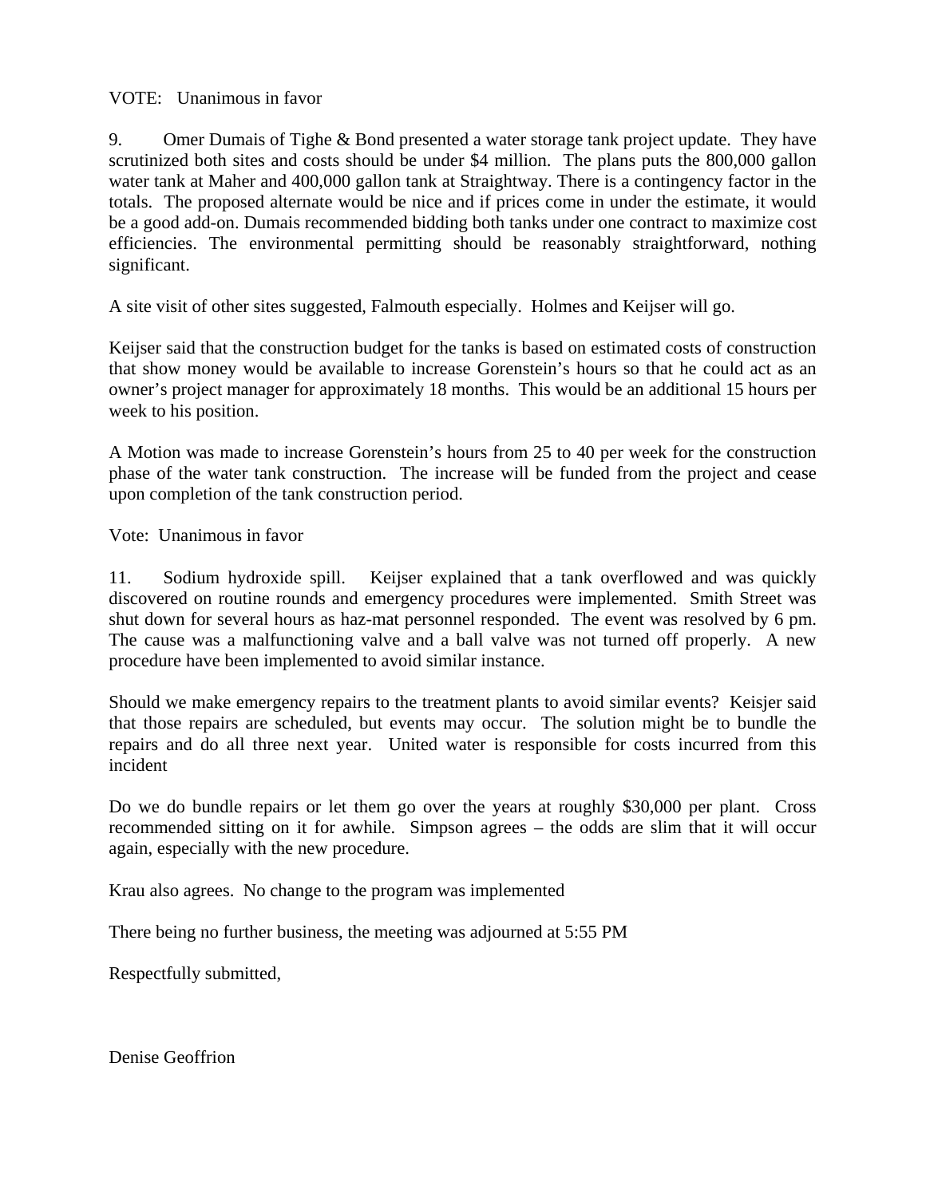VOTE: Unanimous in favor

9. Omer Dumais of Tighe & Bond presented a water storage tank project update. They have scrutinized both sites and costs should be under $4 million. The plans puts the 800,000 gallon water tank at Maher and 400,000 gallon tank at Straightway. There is a contingency factor in the totals. The proposed alternate would be nice and if prices come in under the estimate, it would be a good add-on. Dumais recommended bidding both tanks under one contract to maximize cost efficiencies. The environmental permitting should be reasonably straightforward, nothing significant.

A site visit of other sites suggested, Falmouth especially. Holmes and Keijser will go.

Keijser said that the construction budget for the tanks is based on estimated costs of construction that show money would be available to increase Gorenstein's hours so that he could act as an owner's project manager for approximately 18 months. This would be an additional 15 hours per week to his position.

A Motion was made to increase Gorenstein's hours from 25 to 40 per week for the construction phase of the water tank construction. The increase will be funded from the project and cease upon completion of the tank construction period.

Vote: Unanimous in favor

11. Sodium hydroxide spill. Keijser explained that a tank overflowed and was quickly discovered on routine rounds and emergency procedures were implemented. Smith Street was shut down for several hours as haz-mat personnel responded. The event was resolved by 6 pm. The cause was a malfunctioning valve and a ball valve was not turned off properly. A new procedure have been implemented to avoid similar instance.

Should we make emergency repairs to the treatment plants to avoid similar events? Keisjer said that those repairs are scheduled, but events may occur. The solution might be to bundle the repairs and do all three next year. United water is responsible for costs incurred from this incident

Do we do bundle repairs or let them go over the years at roughly $30,000 per plant. Cross recommended sitting on it for awhile. Simpson agrees – the odds are slim that it will occur again, especially with the new procedure.

Krau also agrees. No change to the program was implemented

There being no further business, the meeting was adjourned at 5:55 PM

Respectfully submitted,

Denise Geoffrion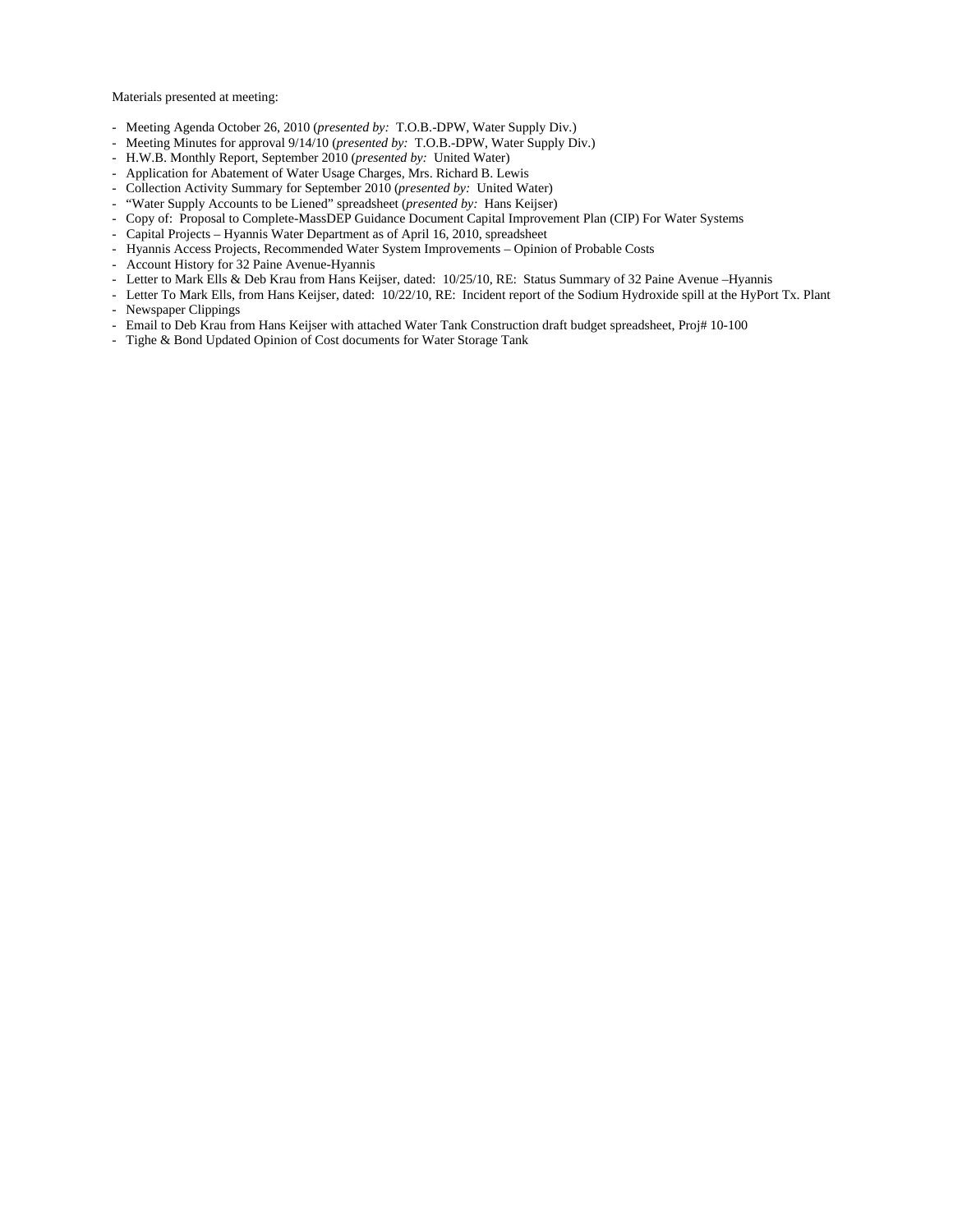Materials presented at meeting:

- Meeting Agenda October 26, 2010 (*presented by:* T.O.B.-DPW, Water Supply Div.)
- Meeting Minutes for approval 9/14/10 (*presented by:* T.O.B.-DPW, Water Supply Div.)
- H.W.B. Monthly Report, September 2010 (*presented by:* United Water)
- Application for Abatement of Water Usage Charges, Mrs. Richard B. Lewis
- Collection Activity Summary for September 2010 (*presented by:* United Water)
- "Water Supply Accounts to be Liened" spreadsheet (*presented by:* Hans Keijser)
- Copy of: Proposal to Complete-MassDEP Guidance Document Capital Improvement Plan (CIP) For Water Systems
- Capital Projects – Hyannis Water Department as of April 16, 2010, spreadsheet
- Hyannis Access Projects, Recommended Water System Improvements – Opinion of Probable Costs
- Account History for 32 Paine Avenue-Hyannis
- Letter to Mark Ells & Deb Krau from Hans Keijser, dated: 10/25/10, RE: Status Summary of 32 Paine Avenue –Hyannis
- Letter To Mark Ells, from Hans Keijser, dated: 10/22/10, RE: Incident report of the Sodium Hydroxide spill at the HyPort Tx. Plant
- Newspaper Clippings
- Email to Deb Krau from Hans Keijser with attached Water Tank Construction draft budget spreadsheet, Proj# 10-100
- Tighe & Bond Updated Opinion of Cost documents for Water Storage Tank